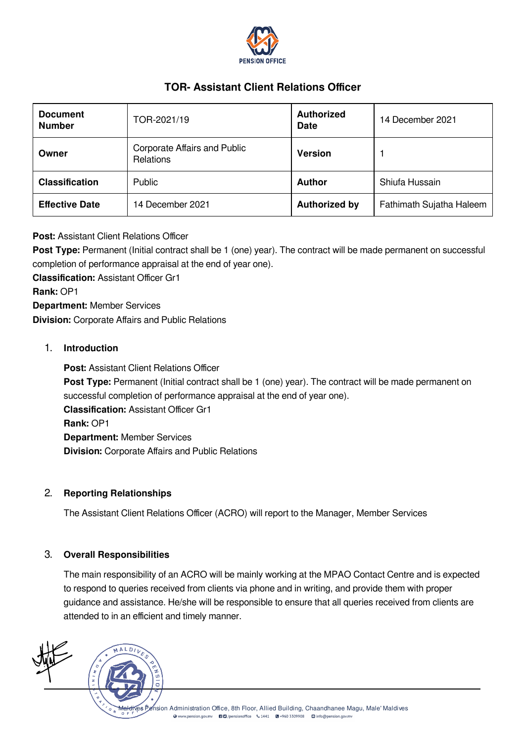# TOR- Assistant Client Relations Officer

| Document Number | TOR-2021/19 | Authorized Date | 14 December 2021 |
|---|---|---|---|
| Owner | Corporate Affairs and Public Relations | Version | 1 |
| Classification | Public | Author | Shiufa Hussain |
| Effective Date | 14 December 2021 | Authorized by | Fathimath Sujatha Haleem |

**Post:** Assistant Client Relations Officer
**Post Type:** Permanent (Initial contract shall be 1 (one) year). The contract will be made permanent on successful completion of performance appraisal at the end of year one).
**Classification:** Assistant Officer Gr1
**Rank:** OP1
**Department:** Member Services
**Division:** Corporate Affairs and Public Relations

## 1. Introduction

**Post:** Assistant Client Relations Officer
**Post Type:** Permanent (Initial contract shall be 1 (one) year). The contract will be made permanent on successful completion of performance appraisal at the end of year one).
**Classification:** Assistant Officer Gr1
**Rank:** OP1
**Department:** Member Services
**Division:** Corporate Affairs and Public Relations

## 2. Reporting Relationships

The Assistant Client Relations Officer (ACRO) will report to the Manager, Member Services

## 3. Overall Responsibilities

The main responsibility of an ACRO will be mainly working at the MPAO Contact Centre and is expected to respond to queries received from clients via phone and in writing, and provide them with proper guidance and assistance. He/she will be responsible to ensure that all queries received from clients are attended to in an efficient and timely manner.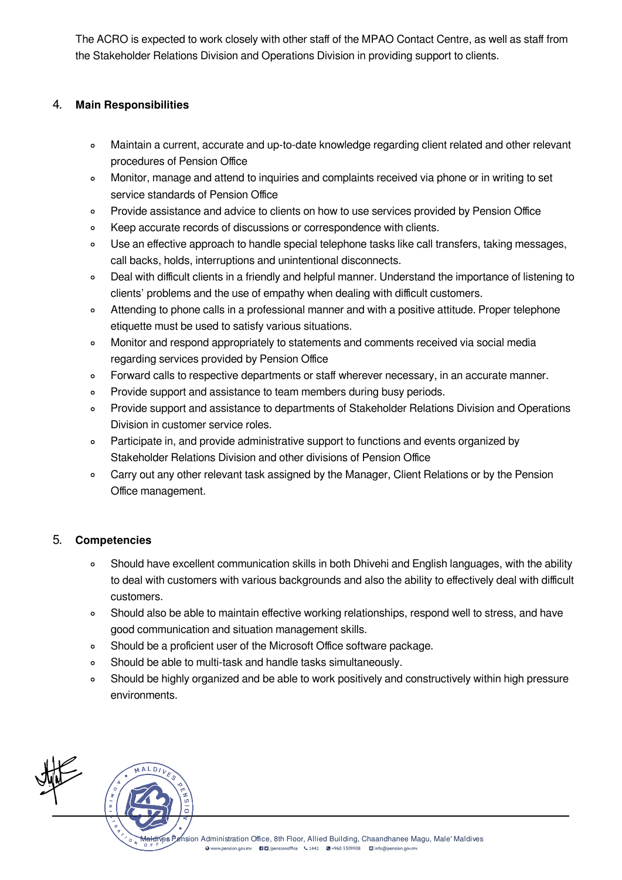The ACRO is expected to work closely with other staff of the MPAO Contact Centre, as well as staff from the Stakeholder Relations Division and Operations Division in providing support to clients.

## 4. Main Responsibilities

- Maintain a current, accurate and up-to-date knowledge regarding client related and other relevant procedures of Pension Office
- Monitor, manage and attend to inquiries and complaints received via phone or in writing to set service standards of Pension Office
- Provide assistance and advice to clients on how to use services provided by Pension Office
- Keep accurate records of discussions or correspondence with clients.
- Use an effective approach to handle special telephone tasks like call transfers, taking messages, call backs, holds, interruptions and unintentional disconnects.
- Deal with difficult clients in a friendly and helpful manner. Understand the importance of listening to clients' problems and the use of empathy when dealing with difficult customers.
- Attending to phone calls in a professional manner and with a positive attitude. Proper telephone etiquette must be used to satisfy various situations.
- Monitor and respond appropriately to statements and comments received via social media regarding services provided by Pension Office
- Forward calls to respective departments or staff wherever necessary, in an accurate manner.
- Provide support and assistance to team members during busy periods.
- Provide support and assistance to departments of Stakeholder Relations Division and Operations Division in customer service roles.
- Participate in, and provide administrative support to functions and events organized by Stakeholder Relations Division and other divisions of Pension Office
- Carry out any other relevant task assigned by the Manager, Client Relations or by the Pension Office management.

## 5. Competencies

- Should have excellent communication skills in both Dhivehi and English languages, with the ability to deal with customers with various backgrounds and also the ability to effectively deal with difficult customers.
- Should also be able to maintain effective working relationships, respond well to stress, and have good communication and situation management skills.
- Should be a proficient user of the Microsoft Office software package.
- Should be able to multi-task and handle tasks simultaneously.
- Should be highly organized and be able to work positively and constructively within high pressure environments.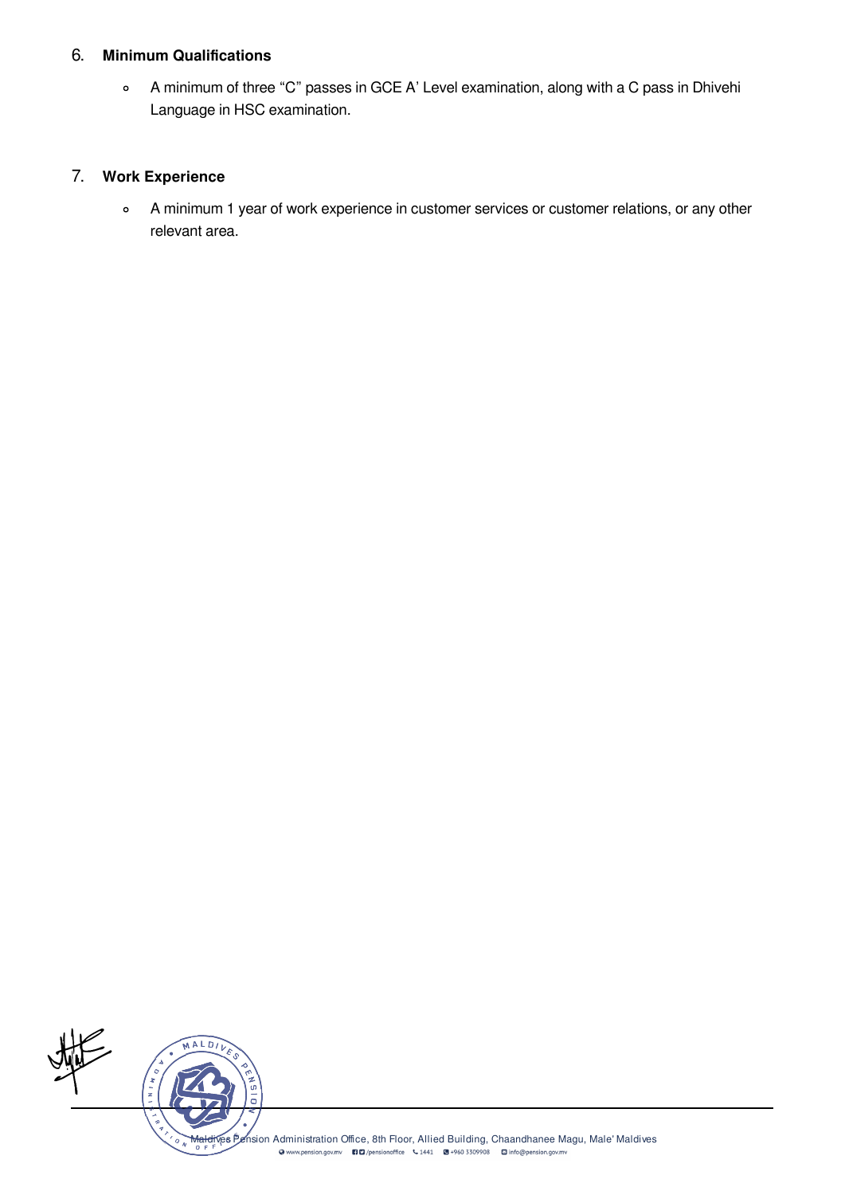6. **Minimum Qualifications**

   - A minimum of three "C" passes in GCE A' Level examination, along with a C pass in Dhivehi Language in HSC examination.

7. **Work Experience**

   - A minimum 1 year of work experience in customer services or customer relations, or any other relevant area.